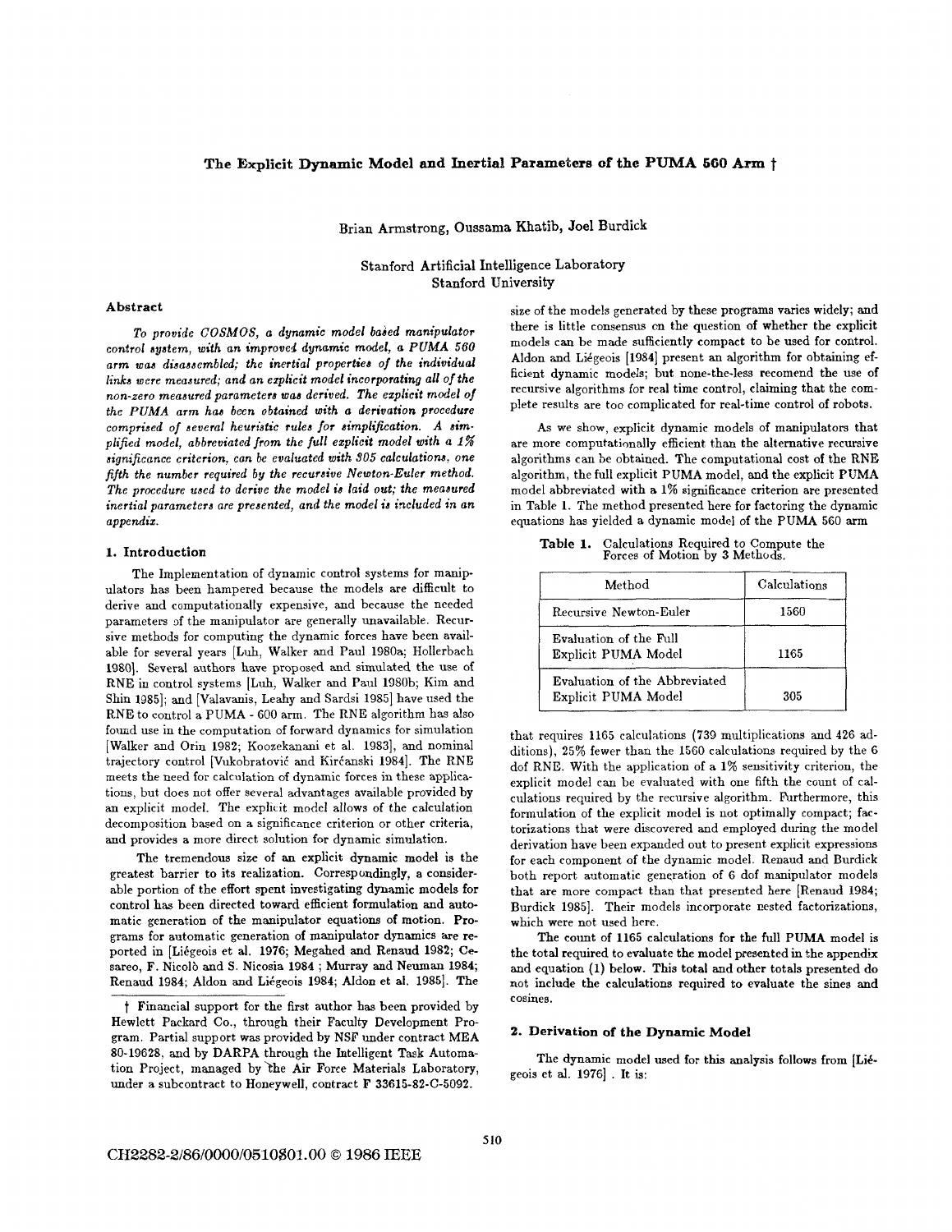# The Explicit Dynamic Model and Inertial Parameters of the PUMA 560 Arm †

Brian Armstrong, Oussama Khatib, Joel Burdick

Stanford Artificial Intelligence Laboratory
Stanford University

### Abstract

*To provide COSMOS, a dynamic model based manipulator control system, with an improved dynamic model, a PUMA 560 arm was disassembled; the inertial properties of the individual links were measured; and an explicit model incorporating all of the non-zero measured parameters was derived. The explicit model of the PUMA arm has been obtained with a derivation procedure comprised of several heuristic rules for simplification. A simplified model, abbreviated from the full explicit model with a 1% significance criterion, can be evaluated with 305 calculations, one fifth the number required by the recursive Newton-Euler method. The procedure used to derive the model is laid out; the measured inertial parameters are presented, and the model is included in an appendix.*

## 1. Introduction

The Implementation of dynamic control systems for manipulators has been hampered because the models are difficult to derive and computationally expensive, and because the needed parameters of the manipulator are generally unavailable. Recursive methods for computing the dynamic forces have been available for several years [Luh, Walker and Paul 1980a; Hollerbach 1980]. Several authors have proposed and simulated the use of RNE in control systems [Luh, Walker and Paul 1980b; Kim and Shin 1985]; and [Valavanis, Leahy and Sardsi 1985] have used the RNE to control a PUMA - 600 arm. The RNE algorithm has also found use in the computation of forward dynamics for simulation [Walker and Orin 1982; Koozekanani et al. 1983], and nominal trajectory control [Vukobratović and Kirćanski 1984]. The RNE meets the need for calculation of dynamic forces in these applications, but does not offer several advantages available provided by an explicit model. The explicit model allows of the calculation decomposition based on a significance criterion or other criteria, and provides a more direct solution for dynamic simulation.

The tremendous size of an explicit dynamic model is the greatest barrier to its realization. Correspondingly, a considerable portion of the effort spent investigating dynamic models for control has been directed toward efficient formulation and automatic generation of the manipulator equations of motion. Programs for automatic generation of manipulator dynamics are reported in [Liégeois et al. 1976; Megahed and Renaud 1982; Cesareo, F. Nicolò and S. Nicosia 1984 ; Murray and Neuman 1984; Renaud 1984; Aldon and Liégeois 1984; Aldon et al. 1985]. The size of the models generated by these programs varies widely; and there is little consensus on the question of whether the explicit models can be made sufficiently compact to be used for control. Aldon and Liégeois [1984] present an algorithm for obtaining efficient dynamic models; but none-the-less recomend the use of recursive algorithms for real time control, claiming that the complete results are too complicated for real-time control of robots.

As we show, explicit dynamic models of manipulators that are more computationally efficient than the alternative recursive algorithms can be obtained. The computational cost of the RNE algorithm, the full explicit PUMA model, and the explicit PUMA model abbreviated with a 1% significance criterion are presented in Table 1. The method presented here for factoring the dynamic equations has yielded a dynamic model of the PUMA 560 arm

**Table 1.** Calculations Required to Compute the Forces of Motion by 3 Methods.

| Method | Calculations |
|---|---|
| Recursive Newton-Euler | 1560 |
| Evaluation of the Full Explicit PUMA Model | 1165 |
| Evaluation of the Abbreviated Explicit PUMA Model | 305 |

that requires 1165 calculations (739 multiplications and 426 additions), 25% fewer than the 1560 calculations required by the 6 dof RNE. With the application of a 1% sensitivity criterion, the explicit model can be evaluated with one fifth the count of calculations required by the recursive algorithm. Furthermore, this formulation of the explicit model is not optimally compact; factorizations that were discovered and employed during the model derivation have been expanded out to present explicit expressions for each component of the dynamic model. Renaud and Burdick both report automatic generation of 6 dof manipulator models that are more compact than that presented here [Renaud 1984; Burdick 1985]. Their models incorporate nested factorizations, which were not used here.

The count of 1165 calculations for the full PUMA model is the total required to evaluate the model presented in the appendix and equation (1) below. This total and other totals presented do not include the calculations required to evaluate the sines and cosines.

## 2. Derivation of the Dynamic Model

The dynamic model used for this analysis follows from [Liégeois et al. 1976] . It is:

† Financial support for the first author has been provided by Hewlett Packard Co., through their Faculty Development Program. Partial support was provided by NSF under contract MEA 80-19628, and by DARPA through the Intelligent Task Automation Project, managed by the Air Force Materials Laboratory, under a subcontract to Honeywell, contract F 33615-82-C-5092.

CH2282-2/86/0000/0510$01.00 © 1986 IEEE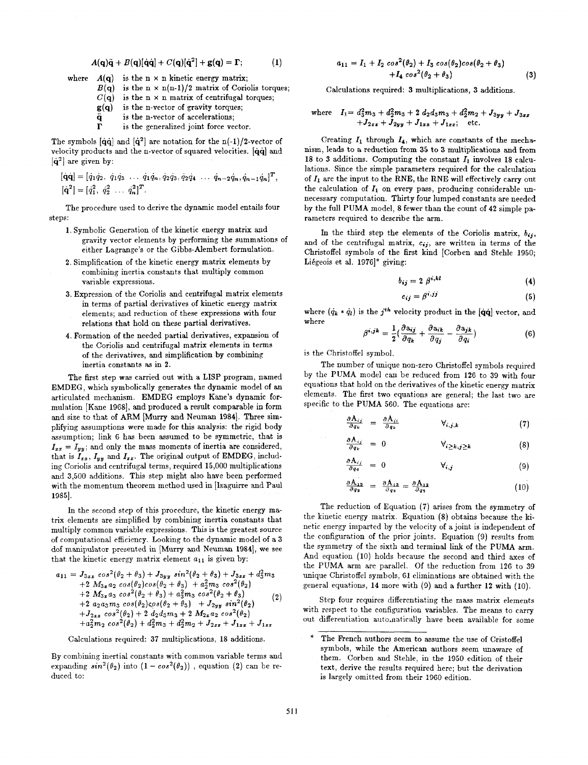$$A(\mathbf{q})\ddot{\mathbf{q}} + B(\mathbf{q})[\dot{\mathbf{q}}\dot{\mathbf{q}}] + C(\mathbf{q})[\dot{\mathbf{q}}^2] + \mathbf{g}(\mathbf{q}) = \mathbf{\Gamma}; \tag{1}$$

where
- $A(\mathbf{q})$ is the n × n kinetic energy matrix;
- $B(\mathbf{q})$ is the n × n(n-1)/2 matrix of Coriolis torques;
- $C(\mathbf{q})$ is the n × n matrix of centrifugal torques;
- $\mathbf{g}(\mathbf{q})$ is the n-vector of gravity torques;
- $\ddot{\mathbf{q}}$ is the n-vector of accelerations;
- $\mathbf{\Gamma}$ is the generalized joint force vector.

The symbols $[\dot{\mathbf{q}}\dot{\mathbf{q}}]$ and $[\dot{\mathbf{q}}^2]$ are notation for the n(-1)/2-vector of velocity products and the n-vector of squared velocities. $[\dot{\mathbf{q}}\dot{\mathbf{q}}]$ and $[\dot{\mathbf{q}}^2]$ are given by:

$$[\dot{\mathbf{q}}\dot{\mathbf{q}}] = [\dot{q}_1\dot{q}_2, \dot{q}_1\dot{q}_3 \ \dots \ \dot{q}_1\dot{q}_n, \dot{q}_2\dot{q}_3, \dot{q}_2\dot{q}_4 \ \dots \ \dot{q}_{n-2}\dot{q}_n, \dot{q}_{n-1}\dot{q}_n]^T,$$
$$[\dot{\mathbf{q}}^2] = [\dot{q}_1^2, \dot{q}_2^2 \ \dots \ \dot{q}_n^2]^T.$$

The procedure used to derive the dynamic model entails four steps:

1. Symbolic Generation of the kinetic energy matrix and gravity vector elements by performing the summations of either Lagrange's or the Gibbs-Alembert formulation.
2. Simplification of the kinetic energy matrix elements by combining inertia constants that multiply common variable expressions.
3. Expression of the Coriolis and centrifugal matrix elements in terms of partial derivatives of kinetic energy matrix elements; and reduction of these expressions with four relations that hold on these partial derivatives.
4. Formation of the needed partial derivatives, expansion of the Coriolis and centrifugal matrix elements in terms of the derivatives, and simplification by combining inertia constants as in 2.

The first step was carried out with a LISP program, named EMDEG, which symbolically generates the dynamic model of an articulated mechanism. EMDEG employs Kane's dynamic formulation [Kane 1968], and produced a result comparable in form and size to that of ARM [Murry and Neuman 1984]. Three simplifying assumptions were made for this analysis: the rigid body assumption; link 6 has been assumed to be symmetric, that is $I_{xx} = I_{yy}$; and only the mass moments of inertia are considered, that is $I_{xx}$, $I_{yy}$ and $I_{zz}$. The original output of EMDEG, including Coriolis and centrifugal terms, required 15,000 multiplications and 3,500 additions. This step might also have been performed with the momentum theorem method used in [Izaguirre and Paul 1985].

In the second step of this procedure, the kinetic energy matrix elements are simplified by combining inertia constants that multiply common variable expressions. This is the greatest source of computational efficiency. Looking to the dynamic model of a 3 dof manipulator presented in [Murry and Neuman 1984], we see that the kinetic energy matrix element $a_{11}$ is given by:

$$\begin{aligned} a_{11} = {} & J_{3xx}\cos^2(\theta_2+\theta_3) + J_{3yy}\sin^2(\theta_2+\theta_3) + J_{3zz} + d_3^2 m_3 \\ & + 2\,M_{3x}a_2\cos(\theta_2)\cos(\theta_2+\theta_3) + a_2^2 m_3\cos^2(\theta_2) \\ & + 2\,M_{3x}a_3\cos^2(\theta_2+\theta_3) + a_3^2 m_3\cos^2(\theta_2+\theta_3) \\ & + 2\,a_2 a_3 m_3\cos(\theta_2)\cos(\theta_2+\theta_3) + J_{2yy}\sin^2(\theta_2) \\ & + J_{2xx}\cos^2(\theta_2) + 2\,d_2 d_3 m_3 + 2\,M_{2x}a_2\cos^2(\theta_2) \\ & + a_2^2 m_2\cos^2(\theta_2) + d_2^2 m_3 + d_2^2 m_2 + J_{2zz} + J_{1xx} + J_{1zz} \end{aligned} \tag{2}$$

Calculations required: 37 multiplications, 18 additions.

By combining inertial constants with common variable terms and expanding $\sin^2(\theta_2)$ into $(1-\cos^2(\theta_2))$, equation (2) can be reduced to:

$$\begin{aligned} a_{11} = {} & I_1 + I_2\cos^2(\theta_2) + I_3\cos(\theta_2)\cos(\theta_2+\theta_3) \\ & + I_4\cos^2(\theta_2+\theta_3) \end{aligned} \tag{3}$$

Calculations required: 3 multiplications, 3 additions.

where $I_1 = d_3^2 m_3 + d_2^2 m_3 + 2\,d_2 d_3 m_3 + d_2^2 m_2 + J_{3yy} + J_{3zz} + J_{2zz} + J_{2yy} + J_{1xx} + J_{1zz}$; etc.

Creating $I_1$ through $I_4$, which are constants of the mechanism, leads to a reduction from 35 to 3 multiplications and from 18 to 3 additions. Computing the constant $I_1$ involves 18 calculations. Since the simple parameters required for the calculation of $I_1$ are the input to the RNE, the RNE will effectively carry out the calculation of $I_1$ on every pass, producing considerable unnecessary computation. Thirty four lumped constants are needed by the full PUMA model, 8 fewer than the count of 42 simple parameters required to describe the arm.

In the third step the elements of the Coriolis matrix, $b_{ij}$, and of the centrifugal matrix, $c_{ij}$, are written in terms of the Christoffel symbols of the first kind [Corben and Stehle 1950; Liégeois et al. 1976]* giving:

$$b_{ij} = 2\,\beta^{i,kl} \tag{4}$$

$$c_{ij} = \beta^{i,jj} \tag{5}$$

where $(\dot{q}_k * \dot{q}_l)$ is the $j^{th}$ velocity product in the $[\dot{\mathbf{q}}\dot{\mathbf{q}}]$ vector, and where

$$\beta^{i,jk} = \frac{1}{2}\left(\frac{\partial a_{ij}}{\partial q_k} + \frac{\partial a_{ik}}{\partial q_j} - \frac{\partial a_{jk}}{\partial q_i}\right) \tag{6}$$

is the Christoffel symbol.

The number of unique non-zero Christoffel symbols required by the PUMA model can be reduced from 126 to 39 with four equations that hold on the derivatives of the kinetic energy matrix elements. The first two equations are general; the last two are specific to the PUMA 560. The equations are:

$$\frac{\partial A_{ij}}{\partial q_k} = \frac{\partial A_{ji}}{\partial q_k} \qquad \forall_{i,j,k} \tag{7}$$

$$\frac{\partial A_{ij}}{\partial q_k} = 0 \qquad \forall_{i \geq k, j \geq k} \tag{8}$$

$$\frac{\partial A_{ij}}{\partial q_6} = 0 \qquad \forall_{i,j} \tag{9}$$

$$\frac{\partial A_{12}}{\partial q_2} = \frac{\partial A_{13}}{\partial q_3} = \frac{\partial A_{12}}{\partial q_3} \tag{10}$$

The reduction of Equation (7) arises from the symmetry of the kinetic energy matrix. Equation (8) obtains because the kinetic energy imparted by the velocity of a joint is independent of the configuration of the prior joints. Equation (9) results from the symmetry of the sixth and terminal link of the PUMA arm. And equation (10) holds because the second and third axes of the PUMA arm are parallel. Of the reduction from 126 to 39 unique Christoffel symbols, 61 eliminations are obtained with the general equations, 14 more with (9) and a further 12 with (10).

Step four requires differentiating the mass matrix elements with respect to the configuration variables. The means to carry out differentiation automatically have been available for some

\* The French authors seem to assume the use of Cristoffel symbols, while the American authors seem unaware of them. Corben and Stehle, in the 1950 edition of their text, derive the results required here; but the derivation is largely omitted from their 1960 edition.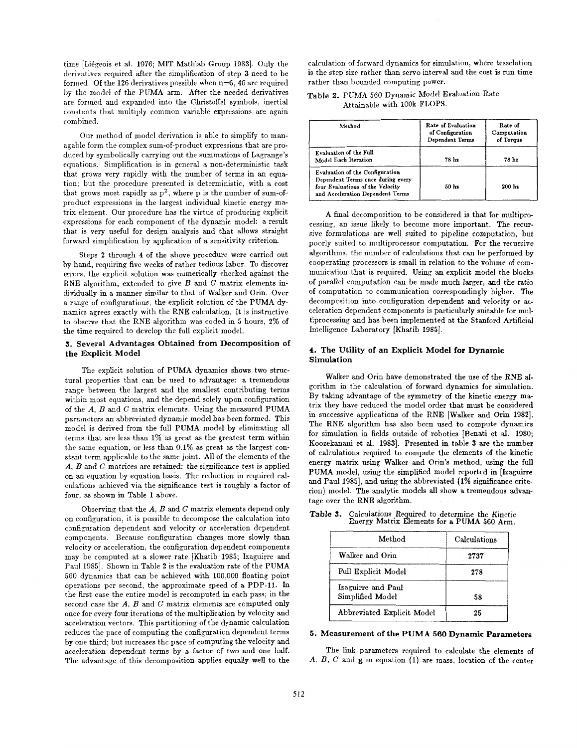time [Liégeois et al. 1976; MIT Mathlab Group 1983]. Only the derivatives required after the simplification of step 3 need to be formed. Of the 126 derivatives possible when n=6, 46 are required by the model of the PUMA arm. After the needed derivatives are formed and expanded into the Christoffel symbols, inertial constants that multiply common variable expressions are again combined.

Our method of model derivation is able to simplify to managable form the complex sum-of-product expressions that are produced by symbolically carrying out the summations of Lagrange's equations. Simplification is in general a non-deterministic task that grows very rapidly with the number of terms in an equation; but the procedure presented is deterministic, with a cost that grows most rapidly as $p^2$, where p is the number of sum-of-product expressions in the largest individual kinetic energy matrix element. Our procedure has the virtue of producing explicit expressions for each component of the dynamic model: a result that is very useful for design analysis and that allows straight forward simplification by application of a sensitivity criterion.

Steps 2 through 4 of the above procedure were carried out by hand, requiring five weeks of rather tedious labor. To discover errors, the explicit solution was numerically checked against the RNE algorithm, extended to give $B$ and $C$ matrix elements individually in a manner similar to that of Walker and Orin. Over a range of configurations, the explicit solution of the PUMA dynamics agrees exactly with the RNE calculation. It is instructive to observe that the RNE algorithm was coded in 5 hours, 2% of the time required to develop the full explicit model.

## 3. Several Advantages Obtained from Decomposition of the Explicit Model

The explicit solution of PUMA dynamics shows two structural properties that can be used to advantage: a tremendous range between the largest and the smallest contributing terms within most equations, and the depend solely upon configuration of the $A$, $B$ and $C$ matrix elements. Using the measured PUMA parameters an abbreviated dynamic model has been formed. This model is derived from the full PUMA model by eliminating all terms that are less than 1% as great as the greatest term within the same equation, or less than 0.1% as great as the largest constant term applicable to the same joint. All of the elements of the $A$, $B$ and $C$ matrices are retained: *the significance test is applied on an equation by equation basis.* The reduction in required calculations achieved via the significance test is roughly a factor of four, as shown in Table 1 above.

Observing that the $A$, $B$ and $C$ matrix elements depend only on configuration, it is possible to decompose the calculation into configuration dependent and velocity or acceleration dependent components. Because configuration changes more slowly than velocity or acceleration, the configuration dependent components may be computed at a slower rate [Khatib 1985; Izaguirre and Paul 1985]. Shown in Table 2 is the evaluation rate of the PUMA 560 dynamics that can be achieved with 100,000 floating point operations per second, the approximate speed of a PDP-11. In the first case the entire model is recomputed in each pass; in the second case the $A$, $B$ and $C$ matrix elements are computed only once for every four iterations of the multiplication by velocity and acceleration vectors. This partitioning of the dynamic calculation reduces the pace of computing the configuration dependent terms by one third; but increases the pace of computing the velocity and acceleration dependent terms by a factor of two and one half. The advantage of this decomposition applies equally well to the calculation of forward dynamics for simulation, where tesselation is the step size rather than servo interval and the cost is run time rather than bounded computing power.

**Table 2.** PUMA 560 Dynamic Model Evaluation Rate Attainable with 100k FLOPS.

| Method | Rate of Evaluation of Configuration Dependent Terms | Rate of Computation of Torque |
|---|---|---|
| Evaluation of the Full Model Each Iteration | 78 hz | 78 hz |
| Evaluation of the Configuration Dependent Terms once during every four Evaluations of the Velocity and Acceleration Dependent Terms | 50 hz | 200 hz |

A final decomposition to be considered is that for multiprocessing, an issue likely to become more important. The recursive formulations are well suited to pipeline computation, but poorly suited to multiprocessor computation. For the recursive algorithms, the number of calculations that can be performed by cooperating processors is small in relation to the volume of communication that is required. Using an explicit model the blocks of parallel computation can be made much larger, and the ratio of computation to communication correspondingly higher. The decomposition into configuration dependent and velocity or acceleration dependent components is particularly suitable for multiprocessing and has been implemented at the Stanford Artificial Intelligence Laboratory [Khatib 1985].

## 4. The Utility of an Explicit Model for Dynamic Simulation

Walker and Orin have demonstrated the use of the RNE algorithm in the calculation of forward dynamics for simulation. By taking advantage of the symmetry of the kinetic energy matrix they have reduced the model order that must be considered in successive applications of the RNE [Walker and Orin 1982]. The RNE algorithm has also been used to compute dynamics for simulation in fields outside of robotics [Benati et al. 1980; Koozekanani et al. 1983]. Presented in table 3 are the number of calculations required to compute the elements of the kinetic energy matrix using Walker and Orin's method, using the full PUMA model, using the simplified model reported in [Izaguirre and Paul 1985], and using the abbreviated (1% significance criterion) model. The analytic models all show a tremendous advantage over the RNE algorithm.

**Table 3.** Calculations Required to determine the Kinetic Energy Matrix Elements for a PUMA 560 Arm.

| Method | Calculations |
|---|---|
| Walker and Orin | 2737 |
| Full Explicit Model | 278 |
| Izaguirre and Paul Simplified Model | 58 |
| Abbreviated Explicit Model | 25 |

## 5. Measurement of the PUMA 560 Dynamic Parameters

The link parameters required to calculate the elements of $A$, $B$, $C$ and $\mathbf{g}$ in equation (1) are mass, location of the center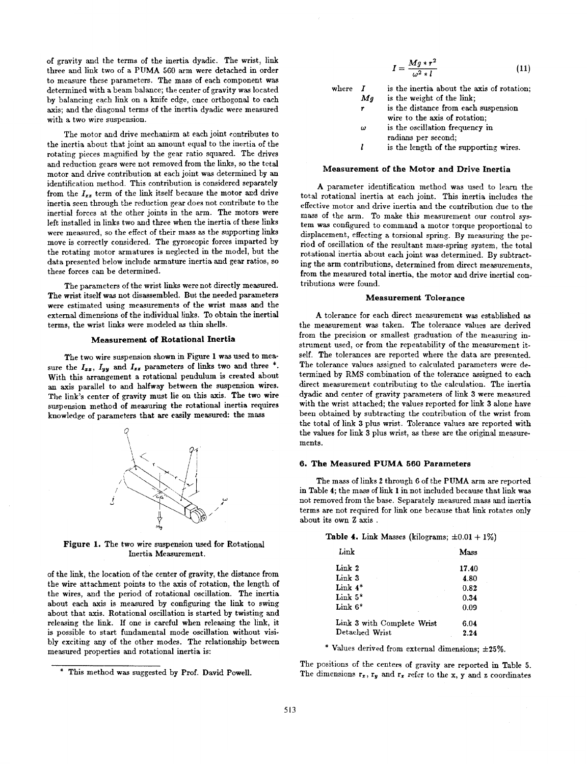of gravity and the terms of the inertia dyadic. The wrist, link three and link two of a PUMA 560 arm were detached in order to measure these parameters. The mass of each component was determined with a beam balance; the center of gravity was located by balancing each link on a knife edge, once orthogonal to each axis; and the diagonal terms of the inertia dyadic were measured with a two wire suspension.

The motor and drive mechanism at each joint contributes to the inertia about that joint an amount equal to the inertia of the rotating pieces magnified by the gear ratio squared. The drives and reduction gears were not removed from the links, so the total motor and drive contribution at each joint was determined by an identification method. This contribution is considered separately from the $I_{zz}$ term of the link itself because the motor and drive inertia seen through the reduction gear does not contribute to the inertial forces at the other joints in the arm. The motors were left installed in links two and three when the inertia of these links were measured, so the effect of their mass as the supporting links move is correctly considered. The gyroscopic forces imparted by the rotating motor armatures is neglected in the model, but the data presented below include armature inertia and gear ratios, so these forces can be determined.

The parameters of the wrist links were not directly measured. The wrist itself was not disassembled. But the needed parameters were estimated using measurements of the wrist mass and the external dimensions of the individual links. To obtain the inertial terms, the wrist links were modeled as thin shells.

### Measurement of Rotational Inertia

The two wire suspension shown in Figure 1 was used to measure the $I_{xx}$, $I_{yy}$ and $I_{zz}$ parameters of links two and three *. With this arrangement a rotational pendulum is created about an axis parallel to and halfway between the suspension wires. The link's center of gravity must lie on this axis. The two wire suspension method of measuring the rotational inertia requires knowledge of parameters that are easily measured: the mass

**Figure 1.** The two wire suspension used for Rotational Inertia Measurement.

of the link, the location of the center of gravity, the distance from the wire attachment points to the axis of rotation, the length of the wires, and the period of rotational oscillation. The inertia about each axis is measured by configuring the link to swing about that axis. Rotational oscillation is started by twisting and releasing the link. If one is careful when releasing the link, it is possible to start fundamental mode oscillation without visibly exciting any of the other modes. The relationship between measured properties and rotational inertia is:

$$I = \frac{Mg * r^2}{\omega^2 * l} \tag{11}$$

where
- $I$ is the inertia about the axis of rotation;
- $Mg$ is the weight of the link;
- $r$ is the distance from each suspension wire to the axis of rotation;
- $\omega$ is the oscillation frequency in radians per second;
- $l$ is the length of the supporting wires.

### Measurement of the Motor and Drive Inertia

A parameter identification method was used to learn the total rotational inertia at each joint. This inertia includes the effective motor and drive inertia and the contribution due to the mass of the arm. To make this measurement our control system was configured to command a motor torque proportional to displacement, effecting a torsional spring. By measuring the period of oscillation of the resultant mass-spring system, the total rotational inertia about each joint was determined. By subtracting the arm contributions, determined from direct measurements, from the measured total inertia, the motor and drive inertial contributions were found.

### Measurement Tolerance

A tolerance for each direct measurement was established as the measurement was taken. The tolerance values are derived from the precision or smallest graduation of the measuring instrument used, or from the repeatability of the measurement itself. The tolerances are reported where the data are presented. The tolerance values assigned to calculated parameters were determined by RMS combination of the tolerance assigned to each direct measurement contributing to the calculation. The inertia dyadic and center of gravity parameters of link 3 were measured with the wrist attached; the values reported for link 3 alone have been obtained by subtracting the contribution of the wrist from the total of link 3 plus wrist. Tolerance values are reported with the values for link 3 plus wrist, as these are the original measurements.

## 6. The Measured PUMA 560 Parameters

The mass of links 2 through 6 of the PUMA arm are reported in Table 4; the mass of link 1 in not included because that link was not removed from the base. Separately measured mass and inertia terms are not required for link one because that link rotates only about its own Z axis .

**Table 4.** Link Masses (kilograms; ±0.01 + 1%)

| Link | Mass |
|---|---|
| Link 2 | 17.40 |
| Link 3 | 4.80 |
| Link 4* | 0.82 |
| Link 5* | 0.34 |
| Link 6* | 0.09 |
| Link 3 with Complete Wrist | 6.04 |
| Detached Wrist | 2.24 |

\* Values derived from external dimensions; ±25%.

The positions of the centers of gravity are reported in Table 5. The dimensions $r_x$, $r_y$ and $r_z$ refer to the x, y and z coordinates

---

\* This method was suggested by Prof. David Powell.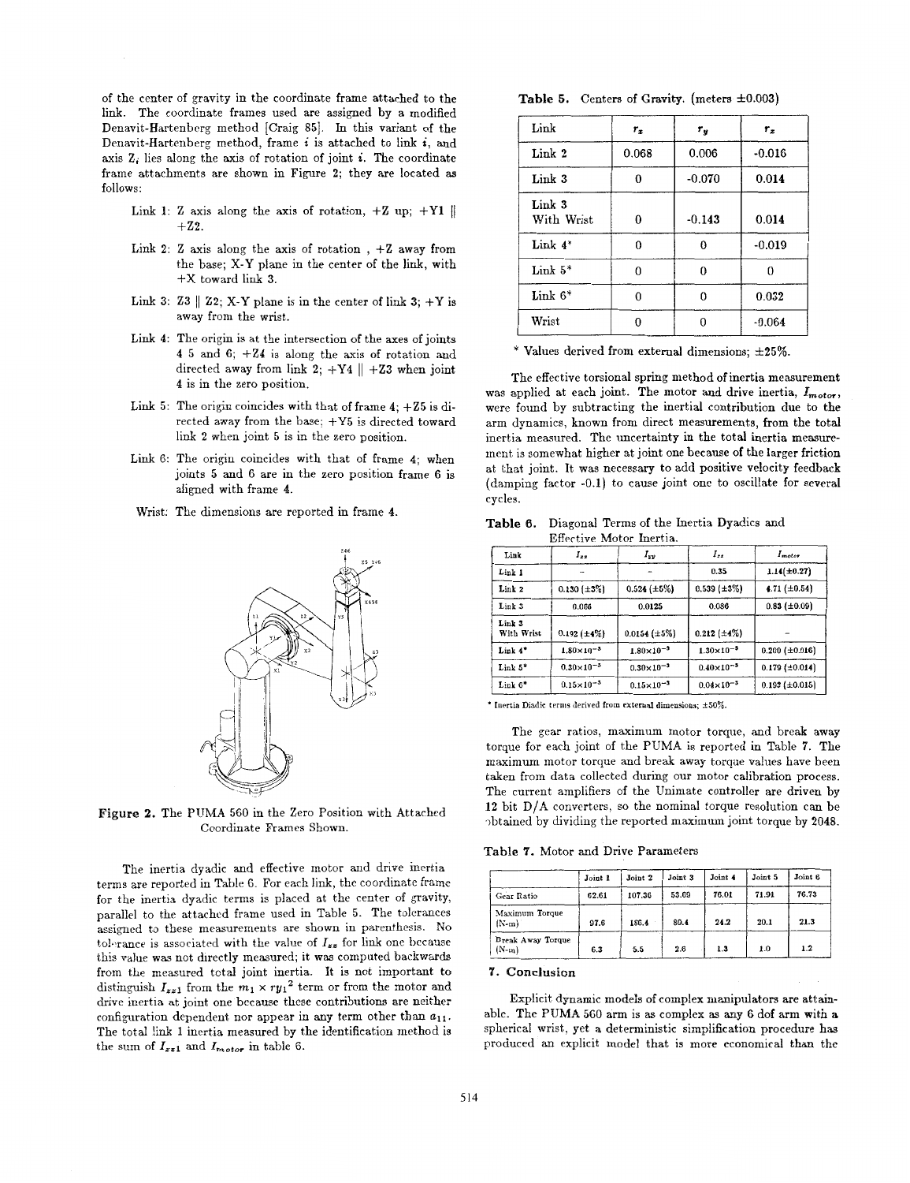of the center of gravity in the coordinate frame attached to the link. The coordinate frames used are assigned by a modified Denavit-Hartenberg method [Craig 85]. In this variant of the Denavit-Hartenberg method, frame $i$ is attached to link $i$, and axis $Z_i$ lies along the axis of rotation of joint $i$. The coordinate frame attachments are shown in Figure 2; they are located as follows:

- Link 1: Z axis along the axis of rotation, +Z up; +Y1 ∥ +Z2.
- Link 2: Z axis along the axis of rotation , +Z away from the base; X-Y plane in the center of the link, with +X toward link 3.
- Link 3: Z3 ∥ Z2; X-Y plane is in the center of link 3; +Y is away from the wrist.
- Link 4: The origin is at the intersection of the axes of joints 4 5 and 6; +Z4 is along the axis of rotation and directed away from link 2; +Y4 ∥ +Z3 when joint 4 is in the zero position.
- Link 5: The origin coincides with that of frame 4; +Z5 is directed away from the base; +Y5 is directed toward link 2 when joint 5 is in the zero position.
- Link 6: The origin coincides with that of frame 4; when joints 5 and 6 are in the zero position frame 6 is aligned with frame 4.
- Wrist: The dimensions are reported in frame 4.

**Figure 2.** The PUMA 560 in the Zero Position with Attached Coordinate Frames Shown.

The inertia dyadic and effective motor and drive inertia terms are reported in Table 6. For each link, the coordinate frame for the inertia dyadic terms is placed at the center of gravity, parallel to the attached frame used in Table 5. The tolerances assigned to these measurements are shown in parenthesis. No tolerance is associated with the value of $I_{zz}$ for link one because this value was not directly measured; it was computed backwards from the measured total joint inertia. It is not important to distinguish $I_{zz1}$ from the $m_1 \times ry_1{}^2$ term or from the motor and drive inertia at joint one because these contributions are neither configuration dependent nor appear in any term other than $a_{11}$. The total link 1 inertia measured by the identification method is the sum of $I_{zz1}$ and $I_{motor}$ in table 6.

**Table 5.** Centers of Gravity. (meters ±0.003)

| Link | $r_x$ | $r_y$ | $r_z$ |
|---|---|---|---|
| Link 2 | 0.068 | 0.006 | -0.016 |
| Link 3 | 0 | -0.070 | 0.014 |
| Link 3 With Wrist | 0 | -0.143 | 0.014 |
| Link 4* | 0 | 0 | -0.019 |
| Link 5* | 0 | 0 | 0 |
| Link 6* | 0 | 0 | 0.032 |
| Wrist | 0 | 0 | -0.064 |

\* Values derived from external dimensions; ±25%.

The effective torsional spring method of inertia measurement was applied at each joint. The motor and drive inertia, $I_{motor}$, were found by subtracting the inertial contribution due to the arm dynamics, known from direct measurements, from the total inertia measured. The uncertainty in the total inertia measurement is somewhat higher at joint one because of the larger friction at that joint. It was necessary to add positive velocity feedback (damping factor -0.1) to cause joint one to oscillate for several cycles.

**Table 6.** Diagonal Terms of the Inertia Dyadics and Effective Motor Inertia.

| Link | $I_{xx}$ | $I_{yy}$ | $I_{zz}$ | $I_{motor}$ |
|---|---|---|---|---|
| Link 1 | - | - | 0.35 | 1.14(±0.27) |
| Link 2 | 0.130 (±3%) | 0.524 (±5%) | 0.539 (±3%) | 4.71 (±0.54) |
| Link 3 | 0.066 | 0.0125 | 0.086 | 0.83 (±0.09) |
| Link 3 With Wrist | 0.192 (±4%) | 0.0154 (±5%) | 0.212 (±4%) | - |
| Link 4* | $1.80\times10^{-3}$ | $1.80\times10^{-3}$ | $1.30\times10^{-3}$ | 0.200 (±0.016) |
| Link 5* | $0.30\times10^{-3}$ | $0.30\times10^{-3}$ | $0.40\times10^{-3}$ | 0.179 (±0.014) |
| Link 6* | $0.15\times10^{-3}$ | $0.15\times10^{-3}$ | $0.04\times10^{-3}$ | 0.193 (±0.016) |

\* Inertia Diadic terms derived from external dimensions; ±50%.

The gear ratios, maximum motor torque, and break away torque for each joint of the PUMA is reported in Table 7. The maximum motor torque and break away torque values have been taken from data collected during our motor calibration process. The current amplifiers of the Unimate controller are driven by 12 bit D/A converters, so the nominal torque resolution can be obtained by dividing the reported maximum joint torque by 2048.

**Table 7.** Motor and Drive Parameters

| | Joint 1 | Joint 2 | Joint 3 | Joint 4 | Joint 5 | Joint 6 |
|---|---|---|---|---|---|---|
| Gear Ratio | 62.61 | 107.36 | 53.69 | 76.01 | 71.91 | 76.73 |
| Maximum Torque (N-m) | 97.6 | 186.4 | 89.4 | 24.2 | 20.1 | 21.3 |
| Break Away Torque (N-m) | 6.3 | 5.5 | 2.6 | 1.3 | 1.0 | 1.2 |

## 7. Conclusion

Explicit dynamic models of complex manipulators are attainable. The PUMA 560 arm is as complex as any 6 dof arm with a spherical wrist, yet a deterministic simplification procedure has produced an explicit model that is more economical than the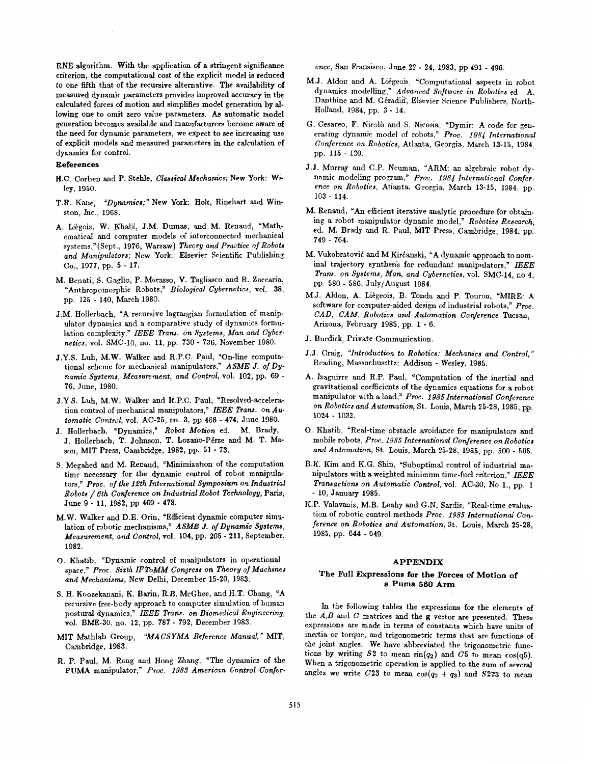RNE algorithm. With the application of a stringent significance criterion, the computational cost of the explicit model is reduced to one fifth that of the recursive alternative. The availability of measured dynamic parameters provides improved accuracy in the calculated forces of motion and simplifies model generation by allowing one to omit zero value parameters. As automatic model generation becomes available and manufacturers become aware of the need for dynamic parameters, we expect to see increasing use of explicit models and measured parameters in the calculation of dynamics for control.

## References

H.C. Corben and P. Stehle, *Classical Mechanics;* New York: Wiley, 1950.

T.R. Kane, *"Dynamics;"* New York: Holt, Rinehart and Winston, Inc., 1968.

A. Liégois, W. Khalil, J.M. Dumas, and M. Renaud, "Mathematical and computer models of interconnected mechanical systems,"(Sept., 1976, Warsaw) *Theory and Practice of Robots and Manipulators;* New York: Elsevier Scientific Publishing Co., 1977, pp. 5 - 17.

M. Benati, S. Gaglio, P. Morasso, V. Tagliasco and R. Zaccaria, "Anthropomorphic Robots," *Biological Cybernetics*, vol. 38, pp. 125 - 140, March 1980.

J.M. Hollerbach, "A recursive lagrangian formulation of manipulator dynamics and a comparative study of dynamics formulation complexity," *IEEE Trans. on Systems, Man and Cybernetics*, vol. SMC-10, no. 11, pp. 730 - 736, November 1980.

J.Y.S. Luh, M.W. Walker and R.P.C. Paul, "On-line computational scheme for mechanical manipulators," *ASME J. of Dynamic Systems, Measurement, and Control*, vol. 102, pp. 69 - 76, June, 1980.

J.Y.S. Luh, M.W. Walker and R.P.C. Paul, "Resolved-acceleration control of mechanical manipulators," *IEEE Trans. on Automatic Control*, vol. AC-25, no. 3, pp 468 - 474, June 1980.

J. Hollerbach, "Dynamics," *Robot Motion* ed. M. Brady, J. Hollerbach, T. Johnson, T. Lozano-Pérze and M. T. Mason, MIT Press, Cambridge, 1982, pp. 51 - 73.

S. Megahed and M. Renaud, "Minimization of the computation time necessary for the dynamic control of robot manipulators," *Proc. of the 12th International Symposium on Industrial Robots / 6th Conference on Industrial Robot Technology*, Paris, June 9 - 11, 1982, pp 469 - 478.

M.W. Walker and D.E. Orin, "Efficient dynamic computer simulation of robotic mechanisms," *ASME J. of Dynamic Systems, Measurement, and Control*, vol. 104, pp. 205 - 211, September, 1982.

O. Khatib, "Dynamic control of manipulators in operational space," *Proc. Sixth IFToMM Congress on Theory of Machines and Mechanisms*, New Delhi, December 15-20, 1983.

S. H. Koozekanani, K. Barin, R.B. McGhee, and H.T. Chang, "A recursive free-body approach to computer simulation of human postural dynamics," *IEEE Trans. on Biomedical Engineering*, vol. BME-30, no. 12, pp. 787 - 792, December 1983.

MIT Mathlab Group, *"MACSYMA Reference Manual,"* MIT, Cambridge, 1983.

R. P. Paul, M. Rong and Hong Zhang, "The dynamics of the PUMA manipulator," *Proc. 1983 American Control Conference*, San Fransisco, June 22 - 24, 1983, pp 491 - 496.

M.J. Aldon and A. Liégeois, "Computational aspects in robot dynamics modelling," *Advanced Software in Robotics* ed. A. Danthine and M. Géradin, Elsevier Science Publishers, North-Holland, 1984, pp. 3 - 14.

G. Cesareo, F. Nicolò and S. Nicosia, "Dymir: A code for generating dynamic model of robots," *Proc. 1984 International Conference on Robotics*, Atlanta, Georgia, March 13-15, 1984, pp. 115 - 120.

J.J. Murray and C.P. Neuman, "ARM: an algebraic robot dynamic modeling program," *Proc. 1984 International Conference on Robotics*, Atlanta, Georgia, March 13-15, 1984, pp. 103 - 114.

M. Renaud, "An efficient iterative analytic procedure for obtaining a robot manipulator dynamic model," *Robotics Research*, ed. M. Brady and R. Paul, MIT Press, Cambridge, 1984, pp. 749 - 764.

M. Vukobratović and M Kirćanski, "A dynamic approach to nominal trajectory synthesis for redundant manipulators," *IEEE Trans. on Systems, Man, and Cybernetics*, vol. SMC-14, no 4, pp. 580 - 586, July/August 1984.

M.J. Aldon, A. Liègeois, B. Tondu and P. Touron, "MIRE: A software for computer-aided design of industrial robots," *Proc. CAD, CAM, Robotics and Automation Conference* Tucsan, Arizona, February 1985, pp. 1 - 6.

J. Burdick, Private Communication.

J.J. Craig, *"Introduction to Robotics: Mechanics and Control,"* Reading, Massachusetts: Addison - Wesley, 1985.

A. Izaguirre and R.P. Paul, "Computation of the inertial and gravitational coefficients of the dynamics equations for a robot manipulator with a load," *Proc. 1985 International Conference on Robotics and Automation*, St. Louis, March 25-28, 1985, pp. 1024 - 1032.

O. Khatib, "Real-time obstacle avoidance for manipulators and mobile robots, *Proc. 1985 International Conference on Robotics and Automation*, St. Louis, March 25-28, 1985, pp. 500 - 505.

B.K. Kim and K.G. Shin, "Suboptimal control of industrial manipulators with a weighted minimum time-fuel criterion," *IEEE Transactions on Automatic Control*, vol. AC-30, No 1., pp. 1 - 10, January 1985.

K.P. Valavanis, M.B. Leahy and G.N. Sardis, "Real-time evaluation of robotic control methods *Proc. 1985 International Conference on Robotics and Automation*, St. Louis, March 25-28, 1985, pp. 644 - 649.

## APPENDIX

### The Full Expressions for the Forces of Motion of a Puma 560 Arm

In the following tables the expressions for the elements of the $A$,$B$ and $C$ matrices and the $\mathbf{g}$ vector are presented. These expressions are made in terms of constants which have units of inertia or torque, and trigonometric terms that are functions of the joint angles. We have abbreviated the trigonometric functions by writing $S2$ to mean $\sin(q_2)$ and $C5$ to mean $\cos(q5)$. When a trigonometric operation is applied to the sum of several angles we write $C23$ to mean $\cos(q_2 + q_3)$ and $S223$ to mean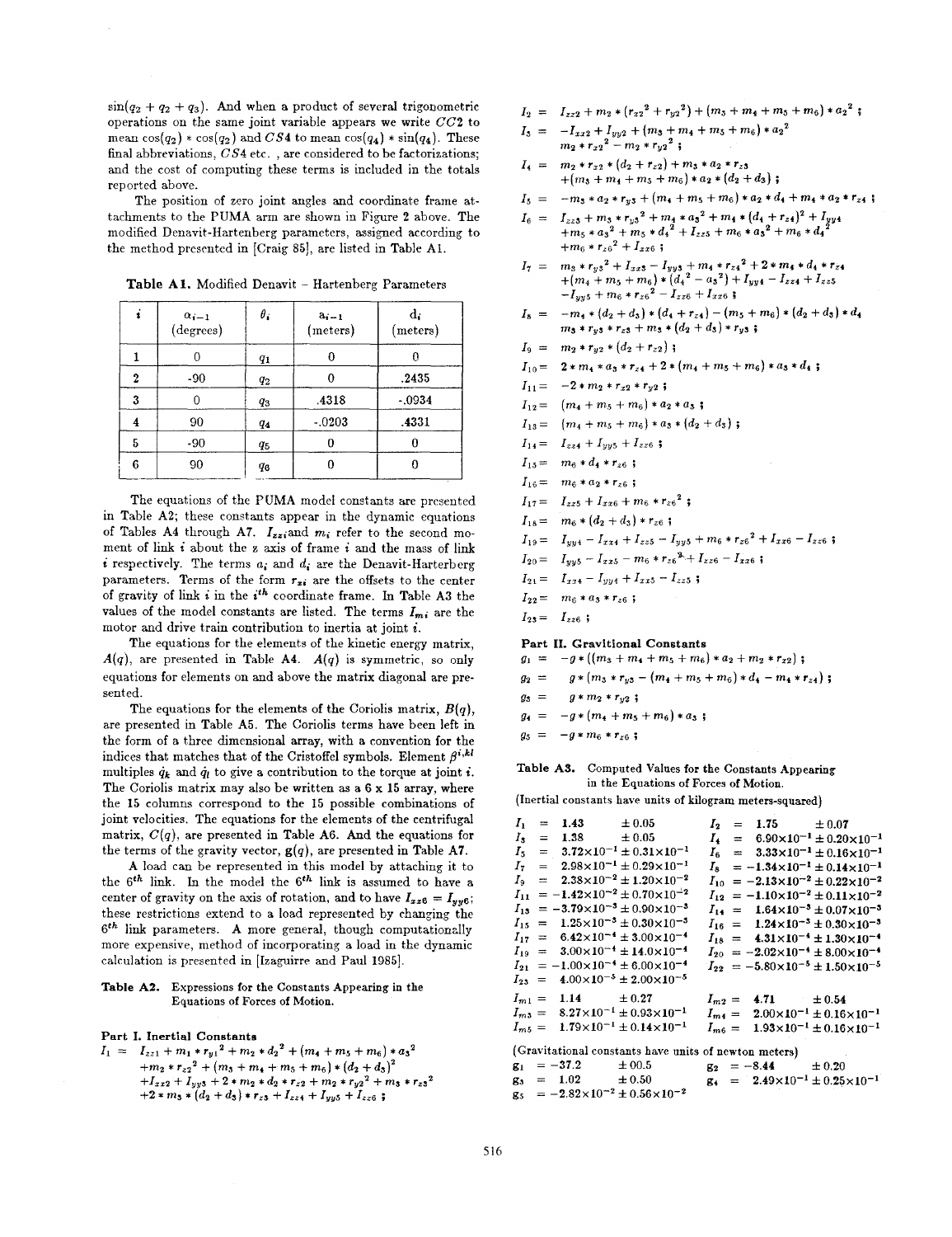$\sin(q_2 + q_2 + q_3)$. And when a product of several trigonometric operations on the same joint variable appears we write $CC2$ to mean $\cos(q_2) * \cos(q_2)$ and $CS4$ to mean $\cos(q_4) * \sin(q_4)$. These final abbreviations, $CS4$ etc. , are considered to be factorizations; and the cost of computing these terms is included in the totals reported above.

The position of zero joint angles and coordinate frame attachments to the PUMA arm are shown in Figure 2 above. The modified Denavit-Hartenberg parameters, assigned according to the method presented in [Craig 85], are listed in Table A1.

**Table A1.** Modified Denavit - Hartenberg Parameters

| $i$ | $\alpha_{i-1}$ (degrees) | $\theta_i$ | $a_{i-1}$ (meters) | $d_i$ (meters) |
|---|---|---|---|---|
| 1 | 0 | $q_1$ | 0 | 0 |
| 2 | -90 | $q_2$ | 0 | .2435 |
| 3 | 0 | $q_3$ | .4318 | -.0934 |
| 4 | 90 | $q_4$ | -.0203 | .4331 |
| 5 | -90 | $q_5$ | 0 | 0 |
| 6 | 90 | $q_6$ | 0 | 0 |

The equations of the PUMA model constants are presented in Table A2; these constants appear in the dynamic equations of Tables A4 through A7. $I_{zzi}$ and $m_i$ refer to the second moment of link $i$ about the $z$ axis of frame $i$ and the mass of link $i$ respectively. The terms $a_i$ and $d_i$ are the Denavit-Harterberg parameters. Terms of the form $r_{xi}$ are the offsets to the center of gravity of link $i$ in the $i^{th}$ coordinate frame. In Table A3 the values of the model constants are listed. The terms $I_{mi}$ are the motor and drive train contribution to inertia at joint $i$.

The equations for the elements of the kinetic energy matrix, $A(q)$, are presented in Table A4. $A(q)$ is symmetric, so only equations for elements on and above the matrix diagonal are presented.

The equations for the elements of the Coriolis matrix, $B(q)$, are presented in Table A5. The Coriolis terms have been left in the form of a three dimensional array, with a convention for the indices that matches that of the Cristoffel symbols. Element $\beta^{i,kl}$ multiplies $\dot{q}_k$ and $\dot{q}_l$ to give a contribution to the torque at joint $i$. The Coriolis matrix may also be written as a 6 x 15 array, where the 15 columns correspond to the 15 possible combinations of joint velocities. The equations for the elements of the centrifugal matrix, $C(q)$, are presented in Table A6. And the equations for the terms of the gravity vector, $\mathbf{g}(q)$, are presented in Table A7.

A load can be represented in this model by attaching it to the $6^{th}$ link. In the model the $6^{th}$ link is assumed to have a center of gravity on the axis of rotation, and to have $I_{xx6} = I_{yy6}$; these restrictions extend to a load represented by changing the $6^{th}$ link parameters. A more general, though computationally more expensive, method of incorporating a load in the dynamic calculation is presented in [Izaguirre and Paul 1985].

**Table A2.** Expressions for the Constants Appearing in the Equations of Forces of Motion.

**Part I. Inertial Constants**

$$I_1 = I_{zz1} + m_1 * r_{y1}^2 + m_2 * d_2^2 + (m_4 + m_5 + m_6) * a_3^2 + m_2 * r_{z2}^2 + (m_3 + m_4 + m_5 + m_6) * (d_2 + d_3)^2 + I_{zz2} + I_{yy3} + 2 * m_2 * d_2 * r_{z2} + m_2 * r_{y2}^2 + m_3 * r_{z3}^2 + 2 * m_3 * (d_2 + d_3) * r_{z3} + I_{zz4} + I_{yy5} + I_{zz6} ;$$

$$I_2 = I_{zz2} + m_2 * (r_{x2}^2 + r_{y2}^2) + (m_3 + m_4 + m_5 + m_6) * a_2^2 ;$$

$$I_3 = -I_{xx2} + I_{yy2} + (m_3 + m_4 + m_5 + m_6) * a_2^2 m_2 * r_{x2}^2 - m_2 * r_{y2}^2 ;$$

$$I_4 = m_2 * r_{x2} * (d_2 + r_{z2}) + m_3 * a_2 * r_{z3} + (m_3 + m_4 + m_5 + m_6) * a_2 * (d_2 + d_3) ;$$

$$I_5 = -m_3 * a_2 * r_{y3} + (m_4 + m_5 + m_6) * a_2 * d_4 + m_4 * a_2 * r_{z4} ;$$

$$I_6 = I_{zz3} + m_3 * r_{y3}^2 + m_4 * a_3^2 + m_4 * (d_4 + r_{z4})^2 + I_{yy4} + m_5 * a_3^2 + m_5 * d_4^2 + I_{zz5} + m_6 * a_3^2 + m_6 * d_4^2 + m_6 * r_{z6}^2 + I_{zz6} ;$$

$$I_7 = m_3 * r_{y3}^2 + I_{zz3} - I_{yy3} + m_4 * r_{z4}^2 + 2 * m_4 * d_4 * r_{z4} + (m_4 + m_5 + m_6) * (d_4^2 - a_3^2) + I_{yy4} - I_{zz4} + I_{zz5} - I_{yy5} + m_6 * r_{z6}^2 - I_{zz6} + I_{xx6} ;$$

$$I_8 = -m_4 * (d_2 + d_3) * (d_4 + r_{z4}) - (m_5 + m_6) * (d_2 + d_3) * d_4 m_3 * r_{y3} * r_{z3} + m_3 * (d_2 + d_3) * r_{y3} ;$$

$$I_9 = m_2 * r_{y2} * (d_2 + r_{z2}) ;$$

$$I_{10} = 2 * m_4 * a_3 * r_{z4} + 2 * (m_4 + m_5 + m_6) * a_3 * d_4 ;$$

$$I_{11} = -2 * m_2 * r_{x2} * r_{y2} ;$$

$$I_{12} = (m_4 + m_5 + m_6) * a_2 * a_3 ;$$

$$I_{13} = (m_4 + m_5 + m_6) * a_3 * (d_2 + d_3) ;$$

$$I_{14} = I_{zz4} + I_{yy5} + I_{zz6} ;$$

$$I_{15} = m_6 * d_4 * r_{z6} ;$$

$$I_{16} = m_6 * a_2 * r_{z6} ;$$

$$I_{17} = I_{zz5} + I_{zz6} + m_6 * r_{z6}^2 ;$$

$$I_{18} = m_6 * (d_2 + d_3) * r_{z6} ;$$

$$I_{19} = I_{yy4} - I_{xx4} + I_{zz5} - I_{yy5} + m_6 * r_{z6}^2 + I_{xx6} - I_{zz6} ;$$

$$I_{20} = I_{yy5} - I_{zz5} - m_6 * r_{z6}^2 + I_{zz6} - I_{xx6} ;$$

$$I_{21} = I_{xx4} - I_{yy4} + I_{xx5} - I_{zz5} ;$$

$$I_{22} = m_6 * a_3 * r_{z6} ;$$

$$I_{23} = I_{zz6} ;$$

**Part II. Gravitional Constants**

$$g_1 = -g * ((m_3 + m_4 + m_5 + m_6) * a_2 + m_2 * r_{x2}) ;$$

$$g_2 = g * (m_3 * r_{y3} - (m_4 + m_5 + m_6) * d_4 - m_4 * r_{z4}) ;$$

$$g_3 = g * m_2 * r_{y2} ;$$

$$g_4 = -g * (m_4 + m_5 + m_6) * a_3 ;$$

$$g_5 = -g * m_6 * r_{z6} ;$$

**Table A3.** Computed Values for the Constants Appearing in the Equations of Forces of Motion.

(Inertial constants have units of kilogram meters-squared)

| | | | |
|---|---|---|---|
| $I_1 =$ | $1.43 \pm 0.05$ | $I_2 =$ | $1.75 \pm 0.07$ |
| $I_3 =$ | $1.38 \pm 0.05$ | $I_4 =$ | $6.90\times10^{-1} \pm 0.20\times10^{-1}$ |
| $I_5 =$ | $3.72\times10^{-1} \pm 0.31\times10^{-1}$ | $I_6 =$ | $3.33\times10^{-1} \pm 0.16\times10^{-1}$ |
| $I_7 =$ | $2.98\times10^{-1} \pm 0.29\times10^{-1}$ | $I_8 =$ | $-1.34\times10^{-1} \pm 0.14\times10^{-1}$ |
| $I_9 =$ | $2.38\times10^{-2} \pm 1.20\times10^{-2}$ | $I_{10} =$ | $-2.13\times10^{-2} \pm 0.22\times10^{-2}$ |
| $I_{11} =$ | $-1.42\times10^{-2} \pm 0.70\times10^{-2}$ | $I_{12} =$ | $-1.10\times10^{-2} \pm 0.11\times10^{-2}$ |
| $I_{13} =$ | $-3.79\times10^{-3} \pm 0.90\times10^{-3}$ | $I_{14} =$ | $1.64\times10^{-3} \pm 0.07\times10^{-3}$ |
| $I_{15} =$ | $1.25\times10^{-3} \pm 0.30\times10^{-3}$ | $I_{16} =$ | $1.24\times10^{-3} \pm 0.30\times10^{-3}$ |
| $I_{17} =$ | $6.42\times10^{-4} \pm 3.00\times10^{-4}$ | $I_{18} =$ | $4.31\times10^{-4} \pm 1.30\times10^{-4}$ |
| $I_{19} =$ | $3.00\times10^{-4} \pm 14.0\times10^{-4}$ | $I_{20} =$ | $-2.02\times10^{-4} \pm 8.00\times10^{-4}$ |
| $I_{21} =$ | $-1.00\times10^{-4} \pm 6.00\times10^{-4}$ | $I_{22} =$ | $-5.80\times10^{-5} \pm 1.50\times10^{-5}$ |
| $I_{23} =$ | $4.00\times10^{-5} \pm 2.00\times10^{-5}$ | | |
| $I_{m1} =$ | $1.14 \pm 0.27$ | $I_{m2} =$ | $4.71 \pm 0.54$ |
| $I_{m3} =$ | $8.27\times10^{-1} \pm 0.93\times10^{-1}$ | $I_{m4} =$ | $2.00\times10^{-1} \pm 0.16\times10^{-1}$ |
| $I_{m5} =$ | $1.79\times10^{-1} \pm 0.14\times10^{-1}$ | $I_{m6} =$ | $1.93\times10^{-1} \pm 0.16\times10^{-1}$ |

(Gravitational constants have units of newton meters)

| | | | |
|---|---|---|---|
| $g_1 =$ | $-37.2 \pm 00.5$ | $g_2 =$ | $-8.44 \pm 0.20$ |
| $g_3 =$ | $1.02 \pm 0.50$ | $g_4 =$ | $2.49\times10^{-1} \pm 0.25\times10^{-1}$ |
| $g_5 =$ | $-2.82\times10^{-2} \pm 0.56\times10^{-2}$ | | |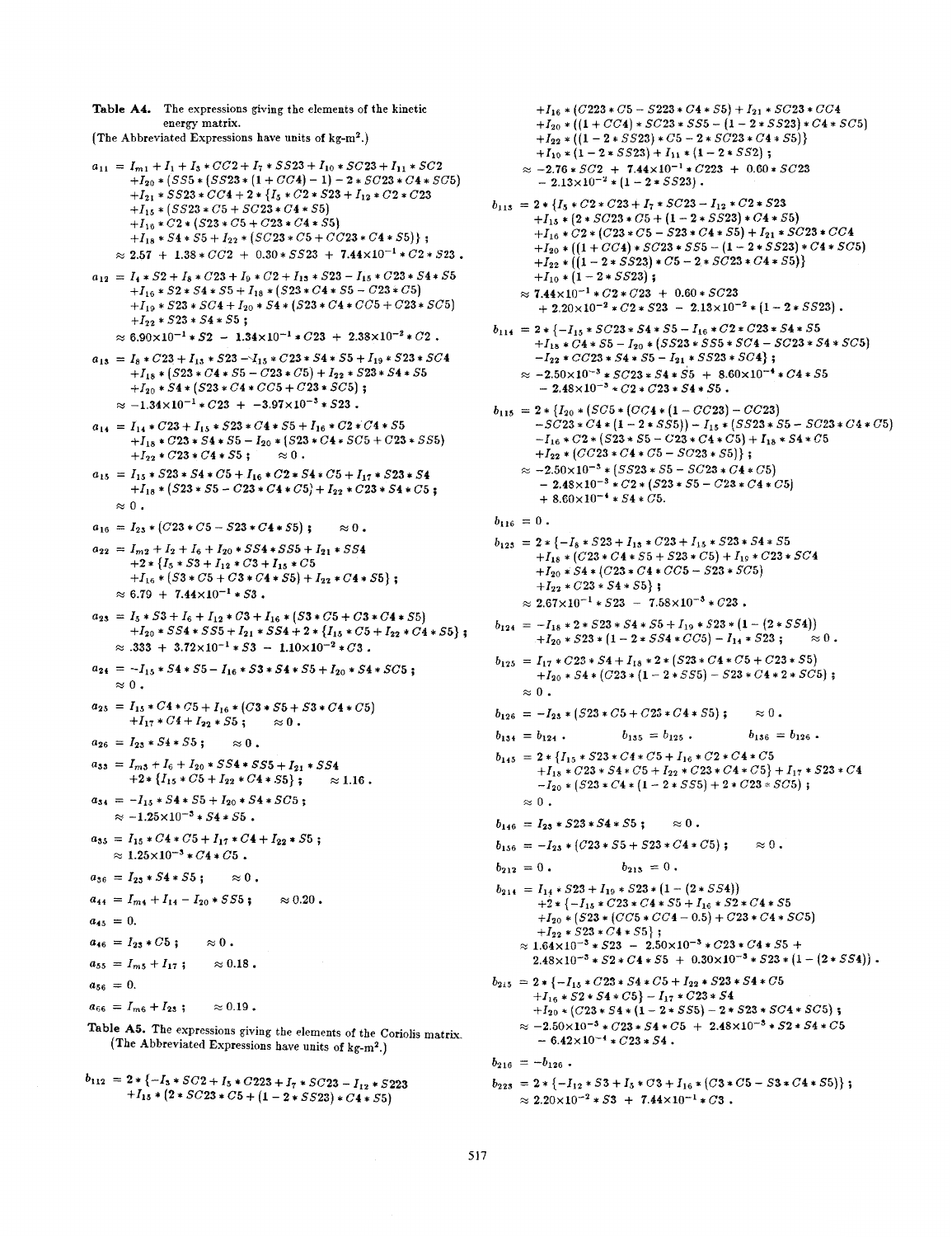**Table A4.** The expressions giving the elements of the kinetic energy matrix.
(The Abbreviated Expressions have units of kg-m$^2$.)

$$a_{11} = I_{m1} + I_1 + I_3 * CC2 + I_7 * SS23 + I_{10} * SC23 + I_{11} * SC2$$
$$+ I_{20} * (SS5 * (SS23 * (1 + CC4) - 1) - 2 * SC23 * C4 * SC5)$$
$$+ I_{21} * SS23 * CC4 + 2 * \{I_5 * C2 * S23 + I_{12} * C2 * C23$$
$$+ I_{15} * (SS23 * C5 + SC23 * C4 * S5)$$
$$+ I_{16} * C2 * (S23 * C5 + C23 * C4 * S5)$$
$$+ I_{18} * S4 * S5 + I_{22} * (SC23 * C5 + CC23 * C4 * S5)\} ;$$
$$\approx 2.57 + 1.38 * CC2 + 0.30 * SS23 + 7.44\text{x}10^{-1} * C2 * S23 .$$

$$a_{12} = I_4 * S2 + I_8 * C23 + I_9 * C2 + I_{13} * S23 - I_{15} * C23 * S4 * S5$$
$$+ I_{16} * S2 * S4 * S5 + I_{18} * (S23 * C4 * S5 - C23 * C5)$$
$$+ I_{19} * S23 * SC4 + I_{20} * S4 * (S23 * C4 * CC5 + C23 * SC5)$$
$$+ I_{22} * S23 * S4 * S5 ;$$
$$\approx 6.90\text{x}10^{-1} * S2 - 1.34\text{x}10^{-1} * C23 + 2.38\text{x}10^{-2} * C2 .$$

$$a_{13} = I_8 * C23 + I_{13} * S23 - I_{15} * C23 * S4 * S5 + I_{19} * S23 * SC4$$
$$+ I_{18} * (S23 * C4 * S5 - C23 * C5) + I_{22} * S23 * S4 * S5$$
$$+ I_{20} * S4 * (S23 * C4 * CC5 + C23 * SC5) ;$$
$$\approx -1.34\text{x}10^{-1} * C23 + -3.97\text{x}10^{-3} * S23 .$$

$$a_{14} = I_{14} * C23 + I_{15} * S23 * C4 * S5 + I_{16} * C2 * C4 * S5$$
$$+ I_{18} * C23 * S4 * S5 - I_{20} * (S23 * C4 * SC5 + C23 * SS5)$$
$$+ I_{22} * C23 * C4 * S5 ; \quad \approx 0 .$$

$$a_{15} = I_{15} * S23 * S4 * C5 + I_{16} * C2 * S4 * C5 + I_{17} * S23 * S4$$
$$+ I_{18} * (S23 * S5 - C23 * C4 * C5) + I_{22} * C23 * S4 * C5 ;$$
$$\approx 0 .$$

$$a_{16} = I_{23} * (C23 * C5 - S23 * C4 * S5) ; \quad \approx 0 .$$

$$a_{22} = I_{m2} + I_2 + I_6 + I_{20} * SS4 * SS5 + I_{21} * SS4$$
$$+ 2 * \{I_5 * S3 + I_{12} * C3 + I_{15} * C5$$
$$+ I_{16} * (S3 * C5 + C3 * C4 * S5) + I_{22} * C4 * S5\} ;$$
$$\approx 6.79 + 7.44\text{x}10^{-1} * S3 .$$

$$a_{23} = I_5 * S3 + I_6 + I_{12} * C3 + I_{16} * (S3 * C5 + C3 * C4 * S5)$$
$$+ I_{20} * SS4 * SS5 + I_{21} * SS4 + 2 * \{I_{15} * C5 + I_{22} * C4 * S5\} ;$$
$$\approx .333 + 3.72\text{x}10^{-1} * S3 - 1.10\text{x}10^{-2} * C3 .$$

$$a_{24} = -I_{15} * S4 * S5 - I_{16} * S3 * S4 * S5 + I_{20} * S4 * SC5 ;$$
$$\approx 0 .$$

$$a_{25} = I_{15} * C4 * C5 + I_{16} * (C3 * S5 + S3 * C4 * C5)$$
$$+ I_{17} * C4 + I_{22} * S5 ; \quad \approx 0 .$$

$$a_{26} = I_{23} * S4 * S5 ; \quad \approx 0 .$$

$$a_{33} = I_{m3} + I_6 + I_{20} * SS4 * SS5 + I_{21} * SS4$$
$$+ 2 * \{I_{15} * C5 + I_{22} * C4 * S5\} ; \quad \approx 1.16 .$$

$$a_{34} = -I_{15} * S4 * S5 + I_{20} * S4 * SC5 ;$$
$$\approx -1.25\text{x}10^{-3} * S4 * S5 .$$

$$a_{35} = I_{15} * C4 * C5 + I_{17} * C4 + I_{22} * S5 ;$$
$$\approx 1.25\text{x}10^{-3} * C4 * C5 .$$

$$a_{36} = I_{23} * S4 * S5 ; \quad \approx 0 .$$

$$a_{44} = I_{m4} + I_{14} - I_{20} * SS5 ; \quad \approx 0.20 .$$

$$a_{45} = 0.$$

$$a_{46} = I_{23} * C5 ; \quad \approx 0 .$$

$$a_{55} = I_{m5} + I_{17} ; \quad \approx 0.18 .$$

$$a_{56} = 0.$$

$$a_{66} = I_{m6} + I_{23} ; \quad \approx 0.19 .$$

**Table A5.** The expressions giving the elements of the Coriolis matrix. (The Abbreviated Expressions have units of kg-m$^2$.)

$$b_{112} = 2 * \{-I_3 * SC2 + I_5 * C223 + I_7 * SC23 - I_{12} * S223$$
$$+ I_{15} * (2 * SC23 * C5 + (1 - 2 * SS23) * C4 * S5)$$
$$+ I_{16} * (C223 * C5 - S223 * C4 * S5) + I_{21} * SC23 * CC4$$
$$+ I_{20} * ((1 + CC4) * SC23 * SS5 - (1 - 2 * SS23) * C4 * SC5)$$
$$+ I_{22} * ((1 - 2 * SS23) * C5 - 2 * SC23 * C4 * S5)\}$$
$$+ I_{10} * (1 - 2 * SS23) + I_{11} * (1 - 2 * SS2) ;$$
$$\approx -2.76 * SC2 + 7.44\text{x}10^{-1} * C223 + 0.60 * SC23$$
$$- 2.13\text{x}10^{-2} * (1 - 2 * SS23) .$$

$$b_{113} = 2 * \{I_5 * C2 * C23 + I_7 * SC23 - I_{12} * C2 * S23$$
$$+ I_{15} * (2 * SC23 * C5 + (1 - 2 * SS23) * C4 * S5)$$
$$+ I_{16} * C2 * (C23 * C5 - S23 * C4 * S5) + I_{21} * SC23 * CC4$$
$$+ I_{20} * ((1 + CC4) * SC23 * SS5 - (1 - 2 * SS23) * C4 * SC5)$$
$$+ I_{22} * ((1 - 2 * SS23) * C5 - 2 * SC23 * C4 * S5)\}$$
$$+ I_{10} * (1 - 2 * SS23) ;$$
$$\approx 7.44\text{x}10^{-1} * C2 * C23 + 0.60 * SC23$$
$$+ 2.20\text{x}10^{-2} * C2 * S23 - 2.13\text{x}10^{-2} * (1 - 2 * SS23) .$$

$$b_{114} = 2 * \{-I_{15} * SC23 * S4 * S5 - I_{16} * C2 * C23 * S4 * S5$$
$$+ I_{18} * C4 * S5 - I_{20} * (SS23 * SS5 * SC4 - SC23 * S4 * SC5)$$
$$- I_{22} * CC23 * S4 * S5 - I_{21} * SS23 * SC4\} ;$$
$$\approx -2.50\text{x}10^{-3} * SC23 * S4 * S5 + 8.60\text{x}10^{-4} * C4 * S5$$
$$- 2.48\text{x}10^{-3} * C2 * C23 * S4 * S5 .$$

$$b_{115} = 2 * \{I_{20} * (SC5 * (CC4 * (1 - CC23) - CC23)$$
$$- SC23 * C4 * (1 - 2 * SS5)) - I_{15} * (SS23 * S5 - SC23 * C4 * C5)$$
$$- I_{16} * C2 * (S23 * S5 - C23 * C4 * C5) + I_{18} * S4 * C5$$
$$+ I_{22} * (CC23 * C4 * C5 - SC23 * S5)\} ;$$
$$\approx -2.50\text{x}10^{-3} * (SS23 * S5 - SC23 * C4 * C5)$$
$$- 2.48\text{x}10^{-3} * C2 * (S23 * S5 - C23 * C4 * C5)$$
$$+ 8.60\text{x}10^{-4} * S4 * C5.$$

$$b_{116} = 0 .$$

$$b_{123} = 2 * \{-I_8 * S23 + I_{13} * C23 + I_{15} * S23 * S4 * S5$$
$$+ I_{18} * (C23 * C4 * S5 + S23 * C5) + I_{19} * C23 * SC4$$
$$+ I_{20} * S4 * (C23 * C4 * CC5 - S23 * SC5)$$
$$+ I_{22} * C23 * S4 * S5\} ;$$
$$\approx 2.67\text{x}10^{-1} * S23 - 7.58\text{x}10^{-3} * C23 .$$

$$b_{124} = -I_{18} * 2 * S23 * S4 * S5 + I_{19} * S23 * (1 - (2 * SS4))$$
$$+ I_{20} * S23 * (1 - 2 * SS4 * CC5) - I_{14} * S23 ; \quad \approx 0 .$$

$$b_{125} = I_{17} * C23 * S4 + I_{18} * 2 * (S23 * C4 * C5 + C23 * S5)$$
$$+ I_{20} * S4 * (C23 * (1 - 2 * SS5) - S23 * C4 * 2 * SC5) ;$$
$$\approx 0 .$$

$$b_{126} = -I_{23} * (S23 * C5 + C23 * C4 * S5) ; \quad \approx 0 .$$

$$b_{134} = b_{124} . \qquad b_{135} = b_{125} . \qquad b_{136} = b_{126} .$$

$$b_{145} = 2 * \{I_{15} * S23 * C4 * C5 + I_{16} * C2 * C4 * C5$$
$$+ I_{18} * C23 * S4 * C5 + I_{22} * C23 * C4 * C5\} + I_{17} * S23 * C4$$
$$- I_{20} * (S23 * C4 * (1 - 2 * SS5) + 2 * C23 * SC5) ;$$
$$\approx 0 .$$

$$b_{146} = I_{23} * S23 * S4 * S5 ; \quad \approx 0 .$$

$$b_{156} = -I_{23} * (C23 * S5 + S23 * C4 * C5) ; \quad \approx 0 .$$

$$b_{212} = 0 . \qquad b_{213} = 0 .$$

$$b_{214} = I_{14} * S23 + I_{19} * S23 * (1 - (2 * SS4))$$
$$+ 2 * \{-I_{15} * C23 * C4 * S5 + I_{16} * S2 * C4 * S5$$
$$+ I_{20} * (S23 * (CC5 * CC4 - 0.5) + C23 * C4 * SC5)$$
$$+ I_{22} * S23 * C4 * S5\} ;$$
$$\approx 1.64\text{x}10^{-3} * S23 - 2.50\text{x}10^{-3} * C23 * C4 * S5 +$$
$$2.48\text{x}10^{-3} * S2 * C4 * S5 + 0.30\text{x}10^{-3} * S23 * (1 - (2 * SS4)) .$$

$$b_{215} = 2 * \{-I_{15} * C23 * S4 * C5 + I_{22} * S23 * S4 * C5$$
$$+ I_{16} * S2 * S4 * C5\} - I_{17} * C23 * S4$$
$$+ I_{20} * (C23 * S4 * (1 - 2 * SS5) - 2 * S23 * SC4 * SC5) ;$$
$$\approx -2.50\text{x}10^{-3} * C23 * S4 * C5 + 2.48\text{x}10^{-3} * S2 * S4 * C5$$
$$- 6.42\text{x}10^{-4} * C23 * S4 .$$

$$b_{216} = -b_{126} .$$

$$b_{223} = 2 * \{-I_{12} * S3 + I_5 * C3 + I_{16} * (C3 * C5 - S3 * C4 * S5)\} ;$$
$$\approx 2.20\text{x}10^{-2} * S3 + 7.44\text{x}10^{-1} * C3 .$$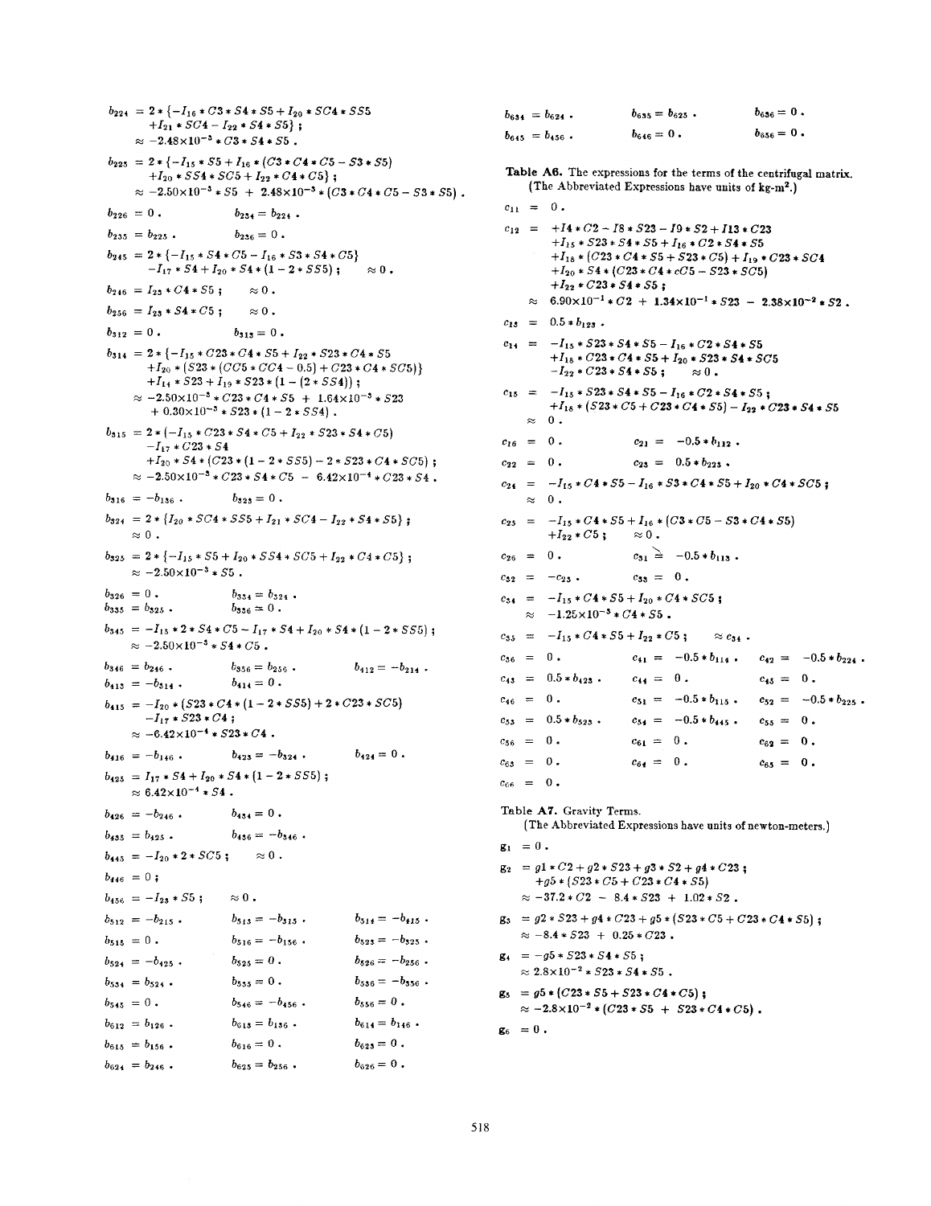$$b_{224} = 2 * \{-I_{16} * C3 * S4 * S5 + I_{20} * SC4 * SS5 + I_{21} * SC4 - I_{22} * S4 * S5\} ;$$
$$\approx -2.48\text{x}10^{-3} * C3 * S4 * S5 .$$

$$b_{225} = 2 * \{-I_{15} * S5 + I_{16} * (C3 * C4 * C5 - S3 * S5) + I_{20} * SS4 * SC5 + I_{22} * C4 * C5\} ;$$
$$\approx -2.50\text{x}10^{-3} * S5 + 2.48\text{x}10^{-3} * (C3 * C4 * C5 - S3 * S5) .$$

$b_{226} = 0 .$ $\quad b_{234} = b_{224} .$

$b_{235} = b_{225} .$ $\quad b_{236} = 0 .$

$$b_{245} = 2 * \{-I_{15} * S4 * C5 - I_{16} * S3 * S4 * C5\} - I_{17} * S4 + I_{20} * S4 * (1 - 2 * SS5) ; \quad \approx 0 .$$

$b_{246} = I_{23} * C4 * S5 ; \quad \approx 0 .$

$b_{256} = I_{23} * S4 * C5 ; \quad \approx 0 .$

$b_{312} = 0 .$ $\quad b_{313} = 0 .$

$$b_{314} = 2 * \{-I_{15} * C23 * C4 * S5 + I_{22} * S23 * C4 * S5 + I_{20} * (S23 * (CC5 * CC4 - 0.5) + C23 * C4 * SC5)\} + I_{14} * S23 + I_{19} * S23 * (1 - (2 * SS4)) ;$$
$$\approx -2.50\text{x}10^{-3} * C23 * C4 * S5 + 1.64\text{x}10^{-3} * S23 + 0.30\text{x}10^{-3} * S23 * (1 - 2 * SS4) .$$

$$b_{315} = 2 * \{-I_{15} * C23 * S4 * C5 + I_{22} * S23 * S4 * C5\} - I_{17} * C23 * S4 + I_{20} * S4 * (C23 * (1 - 2 * SS5) - 2 * S23 * C4 * SC5) ;$$
$$\approx -2.50\text{x}10^{-3} * C23 * S4 * C5 - 6.42\text{x}10^{-4} * C23 * S4 .$$

$b_{316} = -b_{136} .$ $\quad b_{323} = 0 .$

$$b_{324} = 2 * \{I_{20} * SC4 * SS5 + I_{21} * SC4 - I_{22} * S4 * S5\} ;$$
$$\approx 0 .$$

$$b_{325} = 2 * \{-I_{15} * S5 + I_{20} * SS4 * SC5 + I_{22} * C4 * C5\} ;$$
$$\approx -2.50\text{x}10^{-3} * S5 .$$

$b_{326} = 0 .$ $\quad b_{334} = b_{324} .$

$b_{335} = b_{325} .$ $\quad b_{336} = 0 .$

$$b_{345} = -I_{15} * 2 * S4 * C5 - I_{17} * S4 + I_{20} * S4 * (1 - 2 * SS5) ;$$
$$\approx -2.50\text{x}10^{-3} * S4 * C5 .$$

$b_{346} = b_{246} .$ $\quad b_{356} = b_{256} .$ $\quad b_{412} = -b_{214} .$

$b_{413} = -b_{314} .$ $\quad b_{414} = 0 .$

$$b_{415} = -I_{20} * (S23 * C4 * (1 - 2 * SS5) + 2 * C23 * SC5) - I_{17} * S23 * C4 ;$$
$$\approx -6.42\text{x}10^{-4} * S23 * C4 .$$

$b_{416} = -b_{146} .$ $\quad b_{423} = -b_{324} .$ $\quad b_{424} = 0 .$

$$b_{425} = I_{17} * S4 + I_{20} * S4 * (1 - 2 * SS5) ;$$
$$\approx 6.42\text{x}10^{-4} * S4 .$$

$b_{426} = -b_{246} .$ $\quad b_{434} = 0 .$

$b_{435} = b_{425} .$ $\quad b_{436} = -b_{346} .$

$b_{445} = -I_{20} * 2 * SC5 ; \quad \approx 0 .$

$b_{446} = 0 ;$

$b_{456} = -I_{23} * S5 ; \quad \approx 0 .$

$b_{512} = -b_{215} .$ $\quad b_{513} = -b_{315} .$ $\quad b_{514} = -b_{415} .$

$b_{515} = 0 .$ $\quad b_{516} = -b_{156} .$ $\quad b_{523} = -b_{325} .$

$b_{524} = -b_{425} .$ $\quad b_{525} = 0 .$ $\quad b_{526} = -b_{256} .$

$b_{534} = b_{524} .$ $\quad b_{535} = 0 .$ $\quad b_{536} = -b_{356} .$

$b_{545} = 0 .$ $\quad b_{546} = -b_{456} .$ $\quad b_{556} = 0 .$

$b_{612} = b_{126} .$ $\quad b_{613} = b_{136} .$ $\quad b_{614} = b_{146} .$

$b_{615} = b_{156} .$ $\quad b_{616} = 0 .$ $\quad b_{623} = 0 .$

$b_{624} = b_{246} .$ $\quad b_{625} = b_{256} .$ $\quad b_{626} = 0 .$

$b_{634} = b_{624} .$ $\quad b_{635} = b_{625} .$ $\quad b_{636} = 0 .$

$b_{645} = b_{456} .$ $\quad b_{646} = 0 .$ $\quad b_{656} = 0 .$

**Table A6.** The expressions for the terms of the centrifugal matrix. (The Abbreviated Expressions have units of kg-m².)

$c_{11} = 0 .$

$$c_{12} = +I4 * C2 - I8 * S23 - I9 * S2 + I13 * C23 + I_{15} * S23 * S4 * S5 + I_{16} * C2 * S4 * S5 + I_{18} * (C23 * C4 * S5 + S23 * C5) + I_{19} * C23 * SC4 + I_{20} * S4 * (C23 * C4 * cC5 - S23 * SC5) + I_{22} * C23 * S4 * S5 ;$$
$$\approx 6.90\text{x}10^{-1} * C2 + 1.34\text{x}10^{-1} * S23 - 2.38\text{x}10^{-2} * S2 .$$

$c_{13} = 0.5 * b_{123} .$

$$c_{14} = -I_{15} * S23 * S4 * S5 - I_{16} * C2 * S4 * S5 + I_{18} * C23 * C4 * S5 + I_{20} * S23 * S4 * SC5 - I_{22} * C23 * S4 * S5 ; \quad \approx 0 .$$

$$c_{15} = -I_{15} * S23 * S4 * S5 - I_{16} * C2 * S4 * S5 ; + I_{18} * (S23 * C5 + C23 * C4 * S5) - I_{22} * C23 * S4 * S5$$
$$\approx 0 .$$

$c_{16} = 0 .$ $\quad c_{21} = -0.5 * b_{112} .$

$c_{22} = 0 .$ $\quad c_{23} = 0.5 * b_{223} .$

$$c_{24} = -I_{15} * C4 * S5 - I_{16} * S3 * C4 * S5 + I_{20} * C4 * SC5 ;$$
$$\approx 0 .$$

$$c_{25} = -I_{15} * C4 * S5 + I_{16} * (C3 * C5 - S3 * C4 * S5) + I_{22} * C5 ; \quad \approx 0 .$$

$c_{26} = 0 .$ $\quad c_{31} \doteq -0.5 * b_{113} .$

$c_{32} = -c_{23} .$ $\quad c_{33} = 0 .$

$$c_{34} = -I_{15} * C4 * S5 + I_{20} * C4 * SC5 ;$$
$$\approx -1.25\text{x}10^{-3} * C4 * S5 .$$

$c_{35} = -I_{15} * C4 * S5 + I_{22} * C5 ; \quad \approx c_{34} .$

$c_{36} = 0 .$ $\quad c_{41} = -0.5 * b_{114} .$ $\quad c_{42} = -0.5 * b_{224} .$

$c_{43} = 0.5 * b_{423} .$ $\quad c_{44} = 0 .$ $\quad c_{45} = 0 .$

$c_{46} = 0 .$ $\quad c_{51} = -0.5 * b_{115} .$ $\quad c_{52} = -0.5 * b_{225} .$

$c_{53} = 0.5 * b_{523} .$ $\quad c_{54} = -0.5 * b_{445} .$ $\quad c_{55} = 0 .$

$c_{56} = 0 .$ $\quad c_{61} = 0 .$ $\quad c_{62} = 0 .$

$c_{63} = 0 .$ $\quad c_{64} = 0 .$ $\quad c_{65} = 0 .$

$c_{66} = 0 .$

Table A7. Gravity Terms. (The Abbreviated Expressions have units of newton-meters.)

$g_1 = 0 .$

$$g_2 = g1 * C2 + g2 * S23 + g3 * S2 + g4 * C23 ; + g5 * (S23 * C5 + C23 * C4 * S5)$$
$$\approx -37.2 * C2 - 8.4 * S23 + 1.02 * S2 .$$

$$g_3 = g2 * S23 + g4 * C23 + g5 * (S23 * C5 + C23 * C4 * S5) ;$$
$$\approx -8.4 * S23 + 0.25 * C23 .$$

$$g_4 = -g5 * S23 * S4 * S5 ;$$
$$\approx 2.8\text{x}10^{-2} * S23 * S4 * S5 .$$

$$g_5 = g5 * (C23 * S5 + S23 * C4 * C5) ;$$
$$\approx -2.8\text{x}10^{-2} * (C23 * S5 + S23 * C4 * C5) .$$

$g_6 = 0 .$